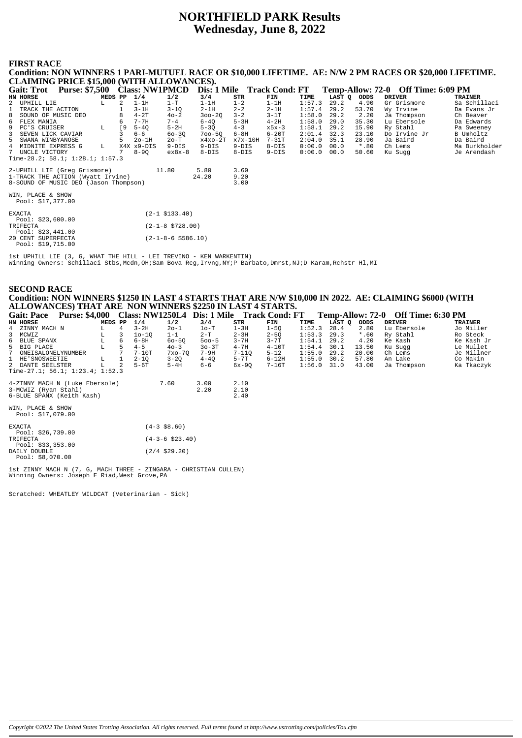# NORTHFIELD PARK Results
## Wednesday, June 8, 2022

### FIRST RACE

**Condition: NON WINNERS 1 PARI-MUTUEL RACE OR $10,000 LIFETIME. AE: N/W 2 PM RACES OR $20,000 LIFETIME. CLAIMING PRICE $15,000 (WITH ALLOWANCES).**

**Gait: Trot Purse: $7,500 Class: NW1PMCD Dis: 1 Mile Track Cond: FT Temp-Allow: 72-0 Off Time: 6:09 PM**

| HN | HORSE | MEDS | PP | 1/4 | 1/2 | 3/4 | STR | FIN | TIME | LAST Q | ODDS | DRIVER | TRAINER |
|---|---|---|---|---|---|---|---|---|---|---|---|---|---|
| 2 | UPHILL LIE | L | 2 | 1-1H | 1-T | 1-1H | 1-2 | 1-1H | 1:57.3 | 29.2 | 4.90 | Gr Grismore | Sa Schillaci |
| 1 | TRACK THE ACTION | | 1 | 3-1H | 3-1Q | 2-1H | 2-2 | 2-1H | 1:57.4 | 29.2 | 53.70 | Wy Irvine | Da Evans Jr |
| 8 | SOUND OF MUSIC DEO | | 8 | 4-2T | 4o-2 | 3oo-2Q | 3-2 | 3-1T | 1:58.0 | 29.2 | 2.20 | Ja Thompson | Ch Beaver |
| 6 | FLEX MANIA | | 6 | 7-7H | 7-4 | 6-4Q | 5-3H | 4-2H | 1:58.0 | 29.0 | 35.30 | Lu Ebersole | Da Edwards |
| 9 | PC'S CRUISER | L | [9 | 5-4Q | 5-2H | 5-3Q | 4-3 | x5x-3 | 1:58.1 | 29.2 | 15.90 | Ry Stahl | Pa Sweeney |
| 3 | SEVEN LICK CAVIAR | | 3 | 6-6 | 6o-3Q | 7oo-5Q | 6-8H | 6-20T | 2:01.4 | 32.3 | 23.10 | Do Irvine Jr | B Umholtz |
| 5 | SWANA WINBYANOSE | | 5 | 2o-1H | 2o-T | x4xo-2T | x7x-10H | 7-31T | 2:04.0 | 35.1 | 28.90 | Ja Baird | Da Baird |
| 4 | MIDNITE EXPRESS G | L | X4X | x9-DIS | 9-DIS | 9-DIS | 9-DIS | 8-DIS | 0:00.0 | 00.0 | *.80 | Ch Lems | Ma Burkholder |
| 7 | UNCLE VICTORY | | 7 | 8-9Q | ex8x-8 | 8-DIS | 8-DIS | 9-DIS | 0:00.0 | 00.0 | 50.60 | Ku Sugg | Je Arendash |

Time-28.2; 58.1; 1:28.1; 1:57.3

| | | | |
|---|---|---|---|
| 2-UPHILL LIE (Greg Grismore) | 11.80 | 5.80 | 3.60 |
| 1-TRACK THE ACTION (Wyatt Irvine) | | 24.20 | 9.20 |
| 8-SOUND OF MUSIC DEO (Jason Thompson) | | | 3.00 |

WIN, PLACE & SHOW
Pool: $17,377.00

| | |
|---|---|
| EXACTA<br>Pool: $23,600.00 | (2-1 $133.40) |
| TRIFECTA<br>Pool: $23,441.00 | (2-1-8 $728.00) |
| 20 CENT SUPERFECTA<br>Pool: $19,715.00 | (2-1-8-6 $586.10) |

1st UPHILL LIE (3, G, WHAT THE HILL - LEI TREVINO - KEN WARKENTIN)
Winning Owners: Schillaci Stbs,Mcdn,OH;Sam Bova Rcg,Irvng,NY;P Barbato,Dmrst,NJ;D Karam,Rchstr Hl,MI

### SECOND RACE

**Condition: NON WINNERS $1250 IN LAST 4 STARTS THAT ARE N/W $10,000 IN 2022. AE: CLAIMING $6000 (WITH ALLOWANCES) THAT ARE NON WINNERS $2250 IN LAST 4 STARTS.**

**Gait: Pace Purse: $4,000 Class: NW1250L4 Dis: 1 Mile Track Cond: FT Temp-Allow: 72-0 Off Time: 6:30 PM**

| HN | HORSE | MEDS | PP | 1/4 | 1/2 | 3/4 | STR | FIN | TIME | LAST Q | ODDS | DRIVER | TRAINER |
|---|---|---|---|---|---|---|---|---|---|---|---|---|---|
| 4 | ZINNY MACH N | L | 4 | 3-2H | 2o-1 | 1o-T | 1-3H | 1-5Q | 1:52.3 | 28.4 | 2.80 | Lu Ebersole | Jo Miller |
| 3 | MCWIZ | L | 3 | 1o-1Q | 1-1 | 2-T | 2-3H | 2-5Q | 1:53.3 | 29.3 | *.60 | Ry Stahl | Ro Steck |
| 6 | BLUE SPANX | L | 6 | 6-8H | 6o-5Q | 5oo-5 | 3-7H | 3-7T | 1:54.1 | 29.2 | 4.20 | Ke Kash | Ke Kash Jr |
| 5 | BIG PLACE | L | 5 | 4-5 | 4o-3 | 3o-3T | 4-7H | 4-10T | 1:54.4 | 30.1 | 13.50 | Ku Sugg | Le Mullet |
| 7 | ONEISALONELYNUMBER | | 7 | 7-10T | 7xo-7Q | 7-9H | 7-11Q | 5-12 | 1:55.0 | 29.2 | 20.00 | Ch Lems | Je Millner |
| 1 | HE'SNOSWEETIE | L | 1 | 2-1Q | 3-2Q | 4-4Q | 5-7T | 6-12H | 1:55.0 | 30.2 | 57.80 | An Lake | Co Makin |
| 2 | DANTE SEELSTER | L | 2 | 5-6T | 5-4H | 6-6 | 6x-9Q | 7-16T | 1:56.0 | 31.0 | 43.00 | Ja Thompson | Ka Tkaczyk |

Time-27.1; 56.1; 1:23.4; 1:52.3

| | | | |
|---|---|---|---|
| 4-ZINNY MACH N (Luke Ebersole) | 7.60 | 3.00 | 2.10 |
| 3-MCWIZ (Ryan Stahl) | | 2.20 | 2.10 |
| 6-BLUE SPANX (Keith Kash) | | | 2.40 |

WIN, PLACE & SHOW
Pool: $17,079.00

| | |
|---|---|
| EXACTA<br>Pool: $26,739.00 | (4-3 $8.60) |
| TRIFECTA<br>Pool: $33,353.00 | (4-3-6 $23.40) |
| DAILY DOUBLE<br>Pool: $8,070.00 | (2/4 $29.20) |

1st ZINNY MACH N (7, G, MACH THREE - ZINGARA - CHRISTIAN CULLEN)
Winning Owners: Joseph E Riad,West Grove,PA

Scratched: WHEATLEY WILDCAT (Veterinarian - Sick)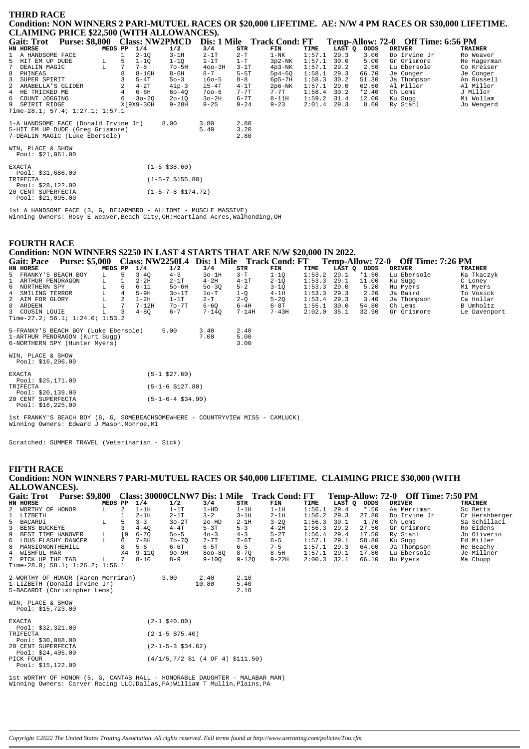## THIRD RACE

**Condition: NON WINNERS 2 PARI-MUTUEL RACES OR $20,000 LIFETIME. AE: N/W 4 PM RACES OR $30,000 LIFETIME. CLAIMING PRICE $22,500 (WITH ALLOWANCES).**

**Gait: Trot Purse: $8,800 Class: NW2PMCD Dis: 1 Mile Track Cond: FT Temp-Allow: 72-0 Off Time: 6:56 PM**

| HN | HORSE | MEDS | PP | 1/4 | 1/2 | 3/4 | STR | FIN | TIME | LAST Q | ODDS | DRIVER | TRAINER |
|---|---|---|---|---|---|---|---|---|---|---|---|---|---|
| 1 | A HANDSOME FACE | | 1 | 2-1Q | 3-1H | 2-1T | 2-T | 1-NK | 1:57.1 | 29.3 | 3.00 | Do Irvine Jr | Ro Weaver |
| 5 | HIT EM UP DUDE | L | 5 | 1-1Q | 1-1Q | 1-1T | 1-T | 3p2-NK | 1:57.1 | 30.0 | 5.00 | Gr Grismore | He Hagerman |
| 7 | DEALIN MAGIC | L | 7 | 7-8 | 7o-5H | 4oo-3H | 3-1T | 4p3-NK | 1:57.1 | 29.2 | 2.50 | Lu Ebersole | Co Kreiser |
| 8 | PHINEAS | | 8 | 8-10H | 8-6H | 8-7 | 5-5T | 5p4-5Q | 1:58.1 | 29.3 | 66.70 | Je Conger | Je Conger |
| 3 | SUPER SPIRIT | | 3 | 5-4T | 5o-3 | i6o-5 | 8-8 | 6p5-7H | 1:58.3 | 30.2 | 51.30 | Ja Thompson | An Russell |
| 2 | ARABELLA'S GLIDER | | 2 | 4-2T | 4ip-3 | i5-4T | 4-1T | 2p6-NK | 1:57.1 | 29.0 | 62.60 | Al Miller | Al Miller |
| 4 | HE TRICKED ME | | 4 | 6-6H | 6o-4Q | 7oo-6 | 7-7T | 7-7T | 1:58.4 | 30.2 | *2.40 | Ch Lems | J Miller |
| 6 | COUNT JOGGING | | 6 | 3o-2Q | 2o-1Q | 3o-2H | 6-7T | 8-11H | 1:59.2 | 31.4 | 12.00 | Ku Sugg | Mi Wollam |
| 9 | SPIRIT RIDGE | | X[9X9-30H | | 9-28H | 9-25 | 9-24 | 9-23 | 2:01.4 | 29.3 | 8.60 | Ry Stahl | Jo Wengerd |

Time-28.1; 57.4; 1:27.1; 1:57.1

| | | | |
|---|---|---|---|
| 1-A HANDSOME FACE (Donald Irvine Jr) | 8.00 | 3.80 | 2.80 |
| 5-HIT EM UP DUDE (Greg Grismore) | | 5.40 | 3.20 |
| 7-DEALIN MAGIC (Luke Ebersole) | | | 2.80 |

WIN, PLACE & SHOW
Pool: $21,061.00

| | |
|---|---|
| EXACTA Pool: $31,686.00 | (1-5 $38.60) |
| TRIFECTA Pool: $28,122.00 | (1-5-7 $155.80) |
| 20 CENT SUPERFECTA Pool: $21,095.00 | (1-5-7-8 $174.72) |

1st A HANDSOME FACE (3, G, DEJARMBRO - ALLIOMI - MUSCLE MASSIVE)
Winning Owners: Rosy E Weaver,Beach City,OH;Heartland Acres,Walhonding,OH

## FOURTH RACE

**Condition: NON WINNERS $2250 IN LAST 4 STARTS THAT ARE N/W $20,000 IN 2022.**

**Gait: Pace Purse: $5,000 Class: NW2250L4 Dis: 1 Mile Track Cond: FT Temp-Allow: 72-0 Off Time: 7:26 PM**

| HN | HORSE | MEDS | PP | 1/4 | 1/2 | 3/4 | STR | FIN | TIME | LAST Q | ODDS | DRIVER | TRAINER |
|---|---|---|---|---|---|---|---|---|---|---|---|---|---|
| 5 | FRANKY'S BEACH BOY | L | 5 | 3-4Q | 4-3 | 3o-1H | 3-T | 1-1Q | 1:53.2 | 29.1 | *1.50 | Lu Ebersole | Ka Tkaczyk |
| 1 | ARTHUR PENDRAGON | L | 1 | 2-2H | 2-1T | 4-2H | 4-1T | 2-1Q | 1:53.3 | 29.1 | 11.00 | Ku Sugg | C Loney |
| 6 | NORTHERN SPY | L | 6 | 6-11 | 5o-6H | 5o-3Q | 5-2 | 3-1Q | 1:53.3 | 29.0 | 5.20 | Hu Myers | Mi Myers |
| 4 | SMILING TERROR | L | 4 | 5-9H | 3o-1T | 1o-T | 1-Q | 4-1H | 1:53.3 | 29.3 | 2.20 | Ja Baird | To Vosick |
| 2 | AIM FOR GLORY | L | 2 | 1-2H | 1-1T | 2-T | 2-Q | 5-2Q | 1:53.4 | 29.3 | 3.40 | Ja Thompson | Ca Hollar |
| 8 | ARDEEN | L | 7 | 7-12H | 7o-7T | 6-6Q | 6-4H | 6-8T | 1:55.1 | 30.0 | 54.80 | Ch Lems | B Umholtz |
| 3 | COUSIN LOUIE | L | 3 | 4-8Q | 6-7 | 7-14Q | 7-14H | 7-43H | 2:02.0 | 35.1 | 32.90 | Gr Grismore | Le Davenport |

Time-27.2; 56.1; 1:24.0; 1:53.2

| | | | |
|---|---|---|---|
| 5-FRANKY'S BEACH BOY (Luke Ebersole) | 5.00 | 3.40 | 2.40 |
| 1-ARTHUR PENDRAGON (Kurt Sugg) | | 7.00 | 5.00 |
| 6-NORTHERN SPY (Hunter Myers) | | | 3.00 |

WIN, PLACE & SHOW
Pool: $16,206.00

| | |
|---|---|
| EXACTA Pool: $25,171.00 | (5-1 $27.60) |
| TRIFECTA Pool: $20,139.00 | (5-1-6 $127.80) |
| 20 CENT SUPERFECTA Pool: $16,225.00 | (5-1-6-4 $34.90) |

1st FRANKY'S BEACH BOY (8, G, SOMEBEACHSOMEWHERE - COUNTRYVIEW MISS - CAMLUCK)
Winning Owners: Edward J Mason,Monroe,MI

Scratched: SUMMER TRAVEL (Veterinarian - Sick)

## FIFTH RACE

**Condition: NON WINNERS 7 PARI-MUTUEL RACES OR $40,000 LIFETIME. CLAIMING PRICE $30,000 (WITH ALLOWANCES).**

**Gait: Trot Purse: $9,800 Class: 30000CLNW7 Dis: 1 Mile Track Cond: FT Temp-Allow: 72-0 Off Time: 7:50 PM**

| HN | HORSE | MEDS | PP | 1/4 | 1/2 | 3/4 | STR | FIN | TIME | LAST Q | ODDS | DRIVER | TRAINER |
|---|---|---|---|---|---|---|---|---|---|---|---|---|---|
| 2 | WORTHY OF HONOR | L | 2 | 1-1H | 1-1T | 1-HD | 1-1H | 1-1H | 1:56.1 | 29.4 | *.50 | Aa Merriman | Sc Betts |
| 1 | LIZBETH | | 1 | 2-1H | 2-1T | 3-2 | 3-1H | 2-1H | 1:56.2 | 29.3 | 27.80 | Do Irvine Jr | Cr Hershberger |
| 5 | BACARDI | L | 5 | 3-3 | 3o-2T | 2o-HD | 2-1H | 3-1H | 1:56.3 | 30.1 | 1.70 | Ch Lems | Sa Schillaci |
| 3 | BENS BUCKEYE | | 3 | 4-4Q | 4-4T | 5-3T | 5-3 | 4-2H | 1:56.3 | 29.2 | 27.50 | Gr Grismore | Ro Eidens |
| 9 | BEST TIME HANOVER | L | [9 | 6-7Q | 5o-5 | 4o-3 | 4-3 | 5-2T | 1:56.4 | 29.4 | 17.50 | Ry Stahl | Jo Oliverio |
| 6 | LOUS FLASHY DANCER | L | 6 | 7-8H | 7o-7Q | 7-7T | 7-6T | 6-5 | 1:57.1 | 29.1 | 58.80 | Ku Sugg | Ed Miller |
| 8 | MANSIONONTHEHILL | | 8 | 5-6 | 6-6T | 6-5T | 6-5 | 7-5 | 1:57.1 | 29.3 | 64.00 | Ja Thompson | He Beachy |
| 4 | WISHFUL MAR | | X4 | 9-11Q | 9o-9H | 8oo-8Q | 8-7Q | 8-5H | 1:57.1 | 29.1 | 17.80 | Lu Ebersole | Je Millner |
| 7 | PICK UP THE TAB | L | 7 | 8-10 | 8-9 | 9-10Q | 9-12Q | 9-22H | 2:00.3 | 32.1 | 66.10 | Hu Myers | Ma Chupp |

Time-28.0; 58.1; 1:26.2; 1:56.1

| | | | |
|---|---|---|---|
| 2-WORTHY OF HONOR (Aaron Merriman) | 3.00 | 2.40 | 2.10 |
| 1-LIZBETH (Donald Irvine Jr) | | 10.80 | 5.40 |
| 5-BACARDI (Christopher Lems) | | | 2.10 |

WIN, PLACE & SHOW
Pool: $15,723.00

| | |
|---|---|
| EXACTA Pool: $32,321.00 | (2-1 $40.80) |
| TRIFECTA Pool: $30,088.00 | (2-1-5 $75.40) |
| 20 CENT SUPERFECTA Pool: $24,405.00 | (2-1-5-3 $34.62) |
| PICK FOUR Pool: $15,122.00 | (4/1/5,7/2 $1 (4 OF 4) $111.50) |

1st WORTHY OF HONOR (5, G, CANTAB HALL - HONORABLE DAUGHTER - MALABAR MAN)
Winning Owners: Carver Racing LLC,Dallas,PA;William T Mullin,Plains,PA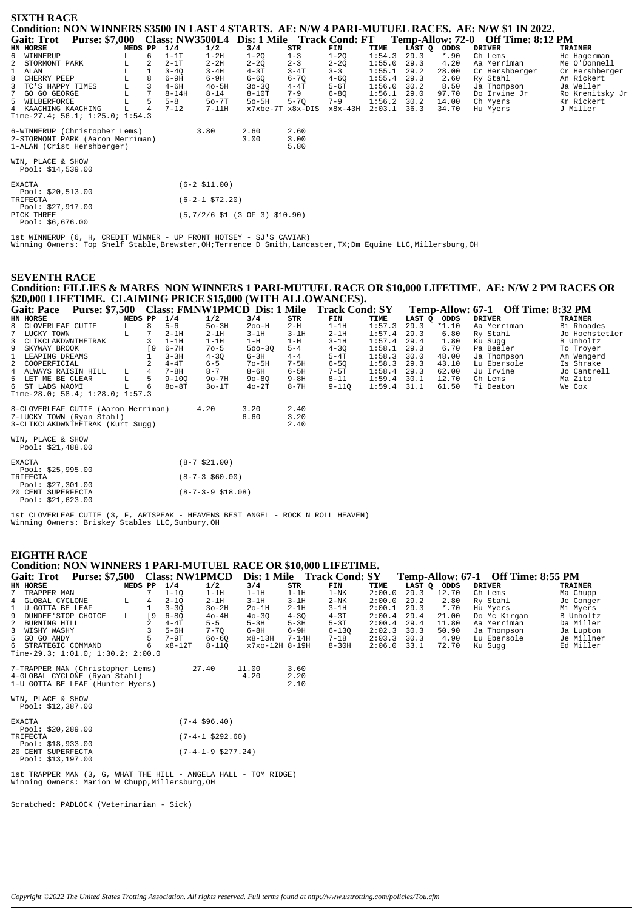## SIXTH RACE

### Condition: NON WINNERS $3500 IN LAST 4 STARTS. AE: N/W 4 PARI-MUTUEL RACES. AE: N/W $1 IN 2022.

**Gait: Trot Purse: $7,000 Class: NW3500L4 Dis: 1 Mile Track Cond: FT Temp-Allow: 72-0 Off Time: 8:12 PM**

| HN | HORSE | MEDS | PP | 1/4 | 1/2 | 3/4 | STR | FIN | TIME | LAST Q | ODDS | DRIVER | TRAINER |
|---|---|---|---|---|---|---|---|---|---|---|---|---|---|
| 6 | WINNERUP | L | 6 | 1-1T | 1-2H | 1-2Q | 1-3 | 1-2Q | 1:54.3 | 29.3 | *.90 | Ch Lems | He Hagerman |
| 2 | STORMONT PARK | L | 2 | 2-1T | 2-2H | 2-2Q | 2-3 | 2-2Q | 1:55.0 | 29.3 | 4.20 | Aa Merriman | Me O'Donnell |
| 1 | ALAN | L | 1 | 3-4Q | 3-4H | 4-3T | 3-4T | 3-3 | 1:55.1 | 29.2 | 28.00 | Cr Hershberger | Cr Hershberger |
| 8 | CHERRY PEEP | L | 8 | 6-9H | 6-9H | 6-6Q | 6-7Q | 4-6Q | 1:55.4 | 29.3 | 2.60 | Ry Stahl | An Rickert |
| 3 | TC'S HAPPY TIMES | L | 3 | 4-6H | 4o-5H | 3o-3Q | 4-4T | 5-6T | 1:56.0 | 30.2 | 8.50 | Ja Thompson | Ja Weller |
| 7 | GO GO GEORGE | L | 7 | 8-14H | 8-14 | 8-10T | 7-9 | 6-8Q | 1:56.1 | 29.0 | 97.70 | Do Irvine Jr | Ro Krenitsky Jr |
| 5 | WILBERFORCE | L | 5 | 5-8 | 5o-7T | 5o-5H | 5-7Q | 7-9 | 1:56.2 | 30.2 | 14.00 | Ch Myers | Kr Rickert |
| 4 | KAACHING KAACHING | L | 4 | 7-12 | 7-11H | x7xbe-7T | x8x-DIS | x8x-43H | 2:03.1 | 36.3 | 34.70 | Hu Myers | J Miller |

Time-27.4; 56.1; 1:25.0; 1:54.3

| | | | |
|---|---|---|---|
| 6-WINNERUP (Christopher Lems) | 3.80 | 2.60 | 2.60 |
| 2-STORMONT PARK (Aaron Merriman) | | 3.00 | 3.00 |
| 1-ALAN (Crist Hershberger) | | | 5.80 |

WIN, PLACE & SHOW
Pool: $14,539.00

EXACTA (6-2 $11.00)
Pool: $20,513.00
TRIFECTA (6-2-1 $72.20)
Pool: $27,917.00
PICK THREE (5,7/2/6 $1 (3 OF 3) $10.90)
Pool: $6,676.00

1st WINNERUP (6, H, CREDIT WINNER - UP FRONT HOTSEY - SJ'S CAVIAR)
Winning Owners: Top Shelf Stable,Brewster,OH;Terrence D Smith,Lancaster,TX;Dm Equine LLC,Millersburg,OH

## SEVENTH RACE

### Condition: FILLIES & MARES NON WINNERS 1 PARI-MUTUEL RACE OR $10,000 LIFETIME. AE: N/W 2 PM RACES OR $20,000 LIFETIME. CLAIMING PRICE $15,000 (WITH ALLOWANCES).

**Gait: Pace Purse: $7,000 Class: FMNW1PMCD Dis: 1 Mile Track Cond: SY Temp-Allow: 67-1 Off Time: 8:32 PM**

| HN | HORSE | MEDS | PP | 1/4 | 1/2 | 3/4 | STR | FIN | TIME | LAST Q | ODDS | DRIVER | TRAINER |
|---|---|---|---|---|---|---|---|---|---|---|---|---|---|
| 8 | CLOVERLEAF CUTIE | L | 8 | 5-6 | 5o-3H | 2oo-H | 2-H | 1-1H | 1:57.3 | 29.3 | *1.10 | Aa Merriman | Bi Rhoades |
| 7 | LUCKY TOWN | L | 7 | 2-1H | 2-1H | 3-1H | 3-1H | 2-1H | 1:57.4 | 29.3 | 6.80 | Ry Stahl | Jo Hochstetler |
| 3 | CLIKCLAKDWNTHETRAK | | 3 | 1-1H | 1-1H | 1-H | 1-H | 3-1H | 1:57.4 | 29.4 | 1.80 | Ku Sugg | B Umholtz |
| 9 | SKYWAY BROOK | | [9 | 6-7H | 7o-5 | 5oo-3Q | 5-4 | 4-3Q | 1:58.1 | 29.3 | 6.70 | Pa Beeler | To Troyer |
| 1 | LEAPING DREAMS | | 1 | 3-3H | 4-3Q | 6-3H | 4-4 | 5-4T | 1:58.3 | 30.0 | 48.00 | Ja Thompson | Am Wengerd |
| 2 | COOPERFICIAL | | 2 | 4-4T | 6-5 | 7o-5H | 7-5H | 6-5Q | 1:58.3 | 29.3 | 43.10 | Lu Ebersole | Is Shrake |
| 4 | ALWAYS RAISIN HILL | L | 4 | 7-8H | 8-7 | 8-6H | 6-5H | 7-5T | 1:58.4 | 29.3 | 62.00 | Ju Irvine | Jo Cantrell |
| 5 | LET ME BE CLEAR | L | 5 | 9-10Q | 9o-7H | 9o-8Q | 9-8H | 8-11 | 1:59.4 | 30.1 | 12.70 | Ch Lems | Ma Zito |
| 6 | ST LADS NAOMI | L | 6 | 8o-8T | 3o-1T | 4o-2T | 8-7H | 9-11Q | 1:59.4 | 31.1 | 61.50 | Ti Deaton | We Cox |

Time-28.0; 58.4; 1:28.0; 1:57.3

| | | | |
|---|---|---|---|
| 8-CLOVERLEAF CUTIE (Aaron Merriman) | 4.20 | 3.20 | 2.40 |
| 7-LUCKY TOWN (Ryan Stahl) | | 6.60 | 3.20 |
| 3-CLIKCLAKDWNTHETRAK (Kurt Sugg) | | | 2.40 |

WIN, PLACE & SHOW
Pool: $21,488.00

EXACTA (8-7 $21.00)
Pool: $25,995.00
TRIFECTA (8-7-3 $60.00)
Pool: $27,301.00
20 CENT SUPERFECTA (8-7-3-9 $18.08)
Pool: $21,623.00

1st CLOVERLEAF CUTIE (3, F, ARTSPEAK - HEAVENS BEST ANGEL - ROCK N ROLL HEAVEN)
Winning Owners: Briskey Stables LLC,Sunbury,OH

## EIGHTH RACE

### Condition: NON WINNERS 1 PARI-MUTUEL RACE OR $10,000 LIFETIME.

**Gait: Trot Purse: $7,500 Class: NW1PMCD Dis: 1 Mile Track Cond: SY Temp-Allow: 67-1 Off Time: 8:55 PM**

| HN | HORSE | MEDS | PP | 1/4 | 1/2 | 3/4 | STR | FIN | TIME | LAST Q | ODDS | DRIVER | TRAINER |
|---|---|---|---|---|---|---|---|---|---|---|---|---|---|
| 7 | TRAPPER MAN | | 7 | 1-1Q | 1-1H | 1-1H | 1-1H | 1-NK | 2:00.0 | 29.3 | 12.70 | Ch Lems | Ma Chupp |
| 4 | GLOBAL CYCLONE | L | 4 | 2-1Q | 2-1H | 3-1H | 3-1H | 2-NK | 2:00.0 | 29.2 | 2.80 | Ry Stahl | Je Conger |
| 1 | U GOTTA BE LEAF | | 1 | 3-3Q | 3o-2H | 2o-1H | 2-1H | 3-1H | 2:00.1 | 29.3 | *.70 | Hu Myers | Mi Myers |
| 9 | DUNDEE'STOP CHOICE | L | [9 | 6-8Q | 4o-4H | 4o-3Q | 4-3Q | 4-3T | 2:00.4 | 29.4 | 21.00 | Do Mc Kirgan | B Umholtz |
| 2 | BURNING HILL | | 2 | 4-4T | 5-5 | 5-3H | 5-3H | 5-3T | 2:00.4 | 29.4 | 11.80 | Aa Merriman | Da Miller |
| 3 | WISHY WASHY | | 3 | 5-6H | 7-7Q | 6-8H | 6-9H | 6-13Q | 2:02.3 | 30.3 | 50.90 | Ja Thompson | Ja Lupton |
| 5 | GO GO ANDY | | 5 | 7-9T | 6o-6Q | x8-13H | 7-14H | 7-18 | 2:03.3 | 30.3 | 4.90 | Lu Ebersole | Je Millner |
| 6 | STRATEGIC COMMAND | | 6 | x8-12T | 8-11Q | x7xo-12H | 8-19H | 8-30H | 2:06.0 | 33.1 | 72.70 | Ku Sugg | Ed Miller |

Time-29.3; 1:01.0; 1:30.2; 2:00.0

| | | | |
|---|---|---|---|
| 7-TRAPPER MAN (Christopher Lems) | 27.40 | 11.00 | 3.60 |
| 4-GLOBAL CYCLONE (Ryan Stahl) | | 4.20 | 2.20 |
| 1-U GOTTA BE LEAF (Hunter Myers) | | | 2.10 |

WIN, PLACE & SHOW
Pool: $12,387.00

EXACTA (7-4 $96.40)
Pool: $20,289.00
TRIFECTA (7-4-1 $292.60)
Pool: $18,933.00
20 CENT SUPERFECTA (7-4-1-9 $277.24)
Pool: $13,197.00

1st TRAPPER MAN (3, G, WHAT THE HILL - ANGELA HALL - TOM RIDGE)
Winning Owners: Marion W Chupp,Millersburg,OH

Scratched: PADLOCK (Veterinarian - Sick)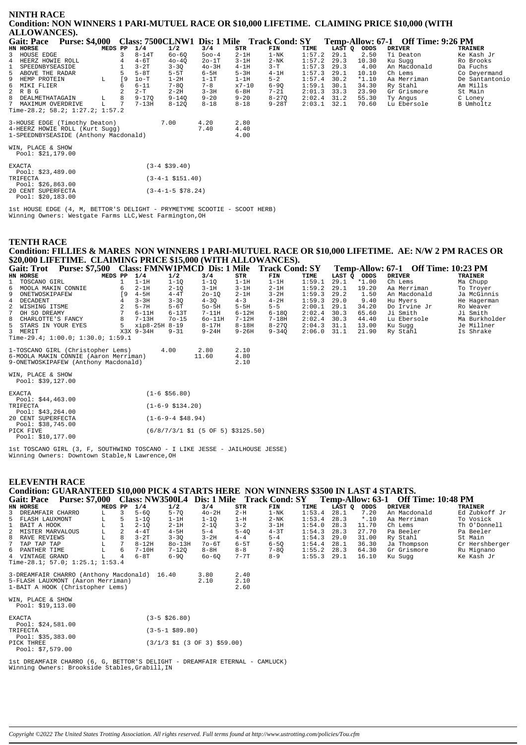## NINTH RACE

**Condition: NON WINNERS 1 PARI-MUTUEL RACE OR $10,000 LIFETIME. CLAIMING PRICE $10,000 (WITH ALLOWANCES).**

**Gait: Pace Purse: $4,000 Class: 7500CLNW1 Dis: 1 Mile Track Cond: SY Temp-Allow: 67-1 Off Time: 9:26 PM**

| HN | HORSE | MEDS | PP | 1/4 | 1/2 | 3/4 | STR | FIN | TIME | LAST Q | ODDS | DRIVER | TRAINER |
|---|---|---|---|---|---|---|---|---|---|---|---|---|---|
| 3 | HOUSE EDGE | | 3 | 8-14T | 6o-6Q | 5oo-4 | 2-1H | 1-NK | 1:57.2 | 29.1 | 2.50 | Ti Deaton | Ke Kash Jr |
| 4 | HEERZ HOWIE ROLL | | 4 | 4-6T | 4o-4Q | 2o-1T | 3-1H | 2-NK | 1:57.2 | 29.3 | 10.30 | Ku Sugg | Ro Brooks |
| 1 | SPEEDNBYSEASIDE | | 1 | 3-2T | 3-3Q | 4o-3H | 4-1H | 3-T | 1:57.3 | 29.3 | 4.00 | An Macdonald | Da Fuchs |
| 5 | ABOVE THE RADAR | | 5 | 5-8T | 5-5T | 6-5H | 5-3H | 4-1H | 1:57.3 | 29.1 | 10.10 | Ch Lems | Co Deyermand |
| 9 | HEMP PROTEIN | L | [9 | 1o-T | 1-2H | 1-1T | 1-1H | 5-2 | 1:57.4 | 30.2 | *1.10 | Aa Merriman | De Santantonio |
| 6 | MIKI FLIER | | 6 | 6-11 | 7-8Q | 7-8 | x7-10 | 6-9Q | 1:59.1 | 30.1 | 34.30 | Ry Stahl | Am Mills |
| 2 | R B G | | 2 | 2-T | 2-2H | 3-3H | 6-8H | 7-21 | 2:01.3 | 33.3 | 23.90 | Gr Grismore | St Main |
| 8 | DEALMETHATAGAIN | L | 8 | 9-17Q | 9-14Q | 9-20 | 9-20 | 8-27Q | 2:02.4 | 31.2 | 55.30 | Ty Angus | C Loney |
| 7 | MAXIMUM OVERDRIVE | L | 7 | 7-13H | 8-12Q | 8-18 | 8-18 | 9-28T | 2:03.1 | 32.1 | 70.60 | Lu Ebersole | B Umholtz |

Time-28.2; 58.2; 1:27.2; 1:57.2

| | | | |
|---|---|---|---|
| 3-HOUSE EDGE (Timothy Deaton) | 7.00 | 4.20 | 2.80 |
| 4-HEERZ HOWIE ROLL (Kurt Sugg) | | 7.40 | 4.40 |
| 1-SPEEDNBYSEASIDE (Anthony Macdonald) | | | 4.00 |

WIN, PLACE & SHOW
Pool: $21,179.00

| | |
|---|---|
| EXACTA Pool: $23,489.00 | (3-4 $39.40) |
| TRIFECTA Pool: $26,863.00 | (3-4-1 $151.40) |
| 20 CENT SUPERFECTA Pool: $20,183.00 | (3-4-1-5 $78.24) |

1st HOUSE EDGE (4, M, BETTOR'S DELIGHT - PRYMETYME SCOOTIE - SCOOT HERB)
Winning Owners: Westgate Farms LLC,West Farmington,OH

## TENTH RACE

**Condition: FILLIES & MARES NON WINNERS 1 PARI-MUTUEL RACE OR $10,000 LIFETIME. AE: N/W 2 PM RACES OR $20,000 LIFETIME. CLAIMING PRICE $15,000 (WITH ALLOWANCES).**

**Gait: Trot Purse: $7,500 Class: FMNW1PMCD Dis: 1 Mile Track Cond: SY Temp-Allow: 67-1 Off Time: 10:23 PM**

| HN | HORSE | MEDS | PP | 1/4 | 1/2 | 3/4 | STR | FIN | TIME | LAST Q | ODDS | DRIVER | TRAINER |
|---|---|---|---|---|---|---|---|---|---|---|---|---|---|
| 1 | TOSCANO GIRL | | 1 | 1-1H | 1-1Q | 1-1Q | 1-1H | 1-1H | 1:59.1 | 29.1 | *1.00 | Ch Lems | Ma Chupp |
| 6 | MOOLA MAKIN CONNIE | | 6 | 2-1H | 2-1Q | 3-1H | 3-1H | 2-1H | 1:59.2 | 29.1 | 19.20 | Aa Merriman | To Troyer |
| 9 | ONETWOSKIPAFEW | | [9 | 4-5H | 4-4T | 2o-1Q | 2-1H | 3-2H | 1:59.3 | 29.2 | 1.50 | An Macdonald | Ja McGinnis |
| 4 | DECADENT | | 4 | 3-3H | 3-3Q | 4-3Q | 4-3 | 4-2H | 1:59.3 | 29.0 | 9.40 | Hu Myers | He Hagerman |
| 2 | WISHING ITSME | | 2 | 5-7H | 5-6T | 5o-5H | 5-5H | 5-5 | 2:00.1 | 29.1 | 34.20 | Do Irvine Jr | Ro Weaver |
| 7 | OH SO DREAMY | | 7 | 6-11H | 6-13T | 7-11H | 6-12H | 6-18Q | 2:02.4 | 30.3 | 65.60 | Ji Smith | Ji Smith |
| 8 | CHARLOTTE'S FANCY | | 8 | 7-13H | 7o-15 | 6o-11H | 7-12H | 7-18H | 2:02.4 | 30.3 | 44.40 | Lu Ebersole | Ma Burkholder |
| 5 | STARS IN YOUR EYES | | 5 | xip8-25H | 8-19 | 8-17H | 8-18H | 8-27Q | 2:04.3 | 31.1 | 13.00 | Ku Sugg | Je Millner |
| 3 | MERIT | | X3X | 9-34H | 9-31 | 9-24H | 9-26H | 9-34Q | 2:06.0 | 31.1 | 21.90 | Ry Stahl | Is Shrake |

Time-29.4; 1:00.0; 1:30.0; 1:59.1

| | | | |
|---|---|---|---|
| 1-TOSCANO GIRL (Christopher Lems) | 4.00 | 2.80 | 2.10 |
| 6-MOOLA MAKIN CONNIE (Aaron Merriman) | | 11.60 | 4.80 |
| 9-ONETWOSKIPAFEW (Anthony Macdonald) | | | 2.10 |

WIN, PLACE & SHOW
Pool: $39,127.00

| | |
|---|---|
| EXACTA Pool: $44,463.00 | (1-6 $56.80) |
| TRIFECTA Pool: $43,264.00 | (1-6-9 $134.20) |
| 20 CENT SUPERFECTA Pool: $38,745.00 | (1-6-9-4 $48.94) |
| PICK FIVE Pool: $10,177.00 | (6/8/7/3/1 $1 (5 OF 5) $3125.50) |

1st TOSCANO GIRL (3, F, SOUTHWIND TOSCANO - I LIKE JESSE - JAILHOUSE JESSE)
Winning Owners: Downtown Stable,N Lawrence,OH

## ELEVENTH RACE

**Condition: GUARANTEED $10,000 PICK 4 STARTS HERE NON WINNERS $3500 IN LAST 4 STARTS.**

**Gait: Pace Purse: $7,000 Class: NW3500L4 Dis: 1 Mile Track Cond: SY Temp-Allow: 63-1 Off Time: 10:48 PM**

| HN | HORSE | MEDS | PP | 1/4 | 1/2 | 3/4 | STR | FIN | TIME | LAST Q | ODDS | DRIVER | TRAINER |
|---|---|---|---|---|---|---|---|---|---|---|---|---|---|
| 3 | DREAMFAIR CHARRO | L | 3 | 5-6Q | 5-7Q | 4o-2H | 2-H | 1-NK | 1:53.4 | 28.1 | 7.20 | An Macdonald | Ed Zubkoff Jr |
| 5 | FLASH LAUXMONT | L | 5 | 1-1Q | 1-1H | 1-1Q | 1-H | 2-NK | 1:53.4 | 28.3 | *.10 | Aa Merriman | To Vosick |
| 1 | BAIT A HOOK | L | 1 | 2-1Q | 2-1H | 2-1Q | 3-2 | 3-1H | 1:54.0 | 28.3 | 11.70 | Ch Lems | Th O'Donnell |
| 2 | MISTER MARVALOUS | L | 2 | 4-4T | 4-5H | 5-4 | 5-4Q | 4-3T | 1:54.3 | 28.3 | 27.70 | Pa Beeler | Pa Beeler |
| 8 | RAVE REVIEWS | L | 8 | 3-2T | 3-3Q | 3-2H | 4-4 | 5-4 | 1:54.3 | 29.0 | 31.00 | Ry Stahl | St Main |
| 7 | TAP TAP TAP | L | 7 | 8-12H | 8o-13H | 7o-6T | 6-5T | 6-5Q | 1:54.4 | 28.1 | 36.30 | Ja Thompson | Cr Hershberger |
| 6 | PANTHER TIME | L | 6 | 7-10H | 7-12Q | 8-8H | 8-8 | 7-8Q | 1:55.2 | 28.3 | 64.30 | Gr Grismore | Ru Mignano |
| 4 | VINTAGE GRAND | L | 4 | 6-8T | 6-9Q | 6o-6Q | 7-7T | 8-9 | 1:55.3 | 29.1 | 16.10 | Ku Sugg | Ke Kash Jr |

Time-28.1; 57.0; 1:25.1; 1:53.4

| | | | |
|---|---|---|---|
| 3-DREAMFAIR CHARRO (Anthony Macdonald) | 16.40 | 3.80 | 2.40 |
| 5-FLASH LAUXMONT (Aaron Merriman) | | 2.10 | 2.10 |
| 1-BAIT A HOOK (Christopher Lems) | | | 2.60 |

WIN, PLACE & SHOW
Pool: $19,113.00

| | |
|---|---|
| EXACTA Pool: $24,581.00 | (3-5 $26.80) |
| TRIFECTA Pool: $35,383.00 | (3-5-1 $89.80) |
| PICK THREE Pool: $7,579.00 | (3/1/3 $1 (3 OF 3) $59.00) |

1st DREAMFAIR CHARRO (6, G, BETTOR'S DELIGHT - DREAMFAIR ETERNAL - CAMLUCK)
Winning Owners: Brookside Stables,Grabill,IN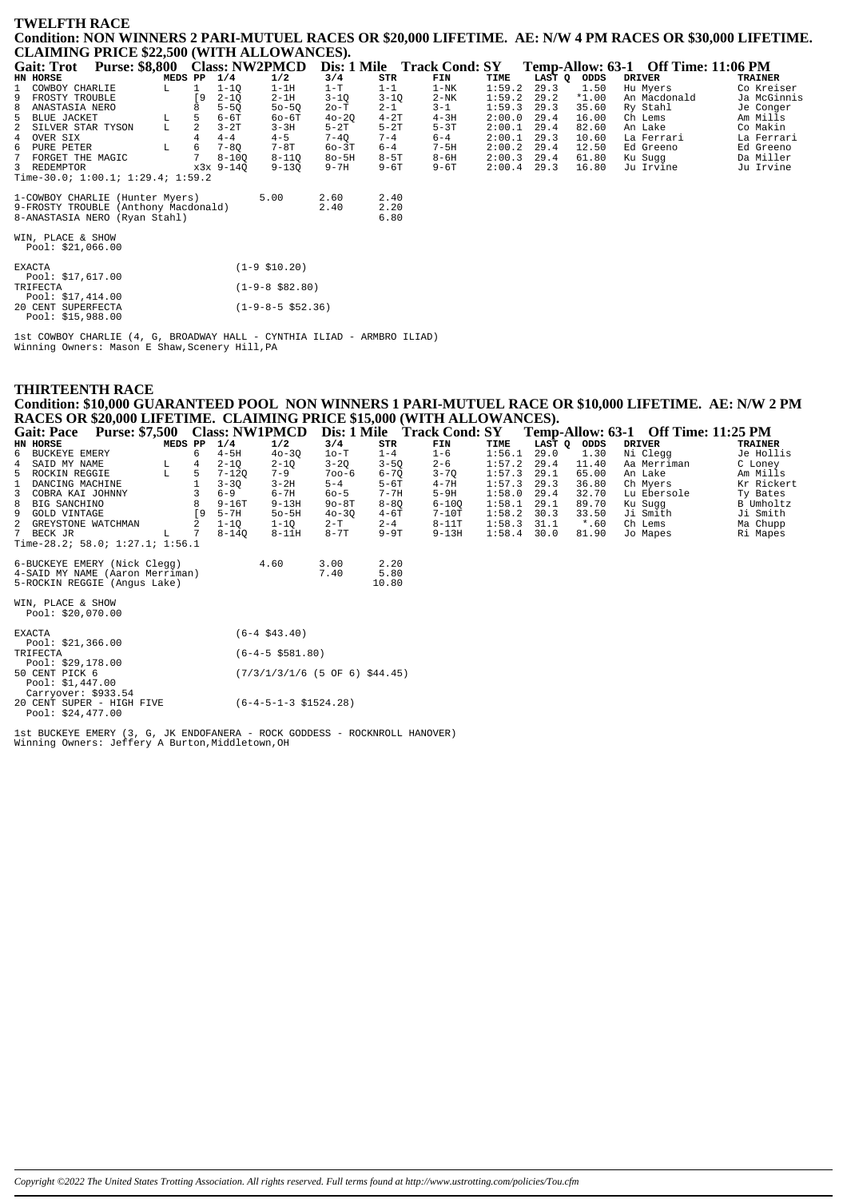## TWELFTH RACE

**Condition: NON WINNERS 2 PARI-MUTUEL RACES OR $20,000 LIFETIME. AE: N/W 4 PM RACES OR $30,000 LIFETIME. CLAIMING PRICE $22,500 (WITH ALLOWANCES).**

**Gait: Trot Purse: $8,800 Class: NW2PMCD Dis: 1 Mile Track Cond: SY Temp-Allow: 63-1 Off Time: 11:06 PM**

| HN | HORSE | MEDS | PP | 1/4 | 1/2 | 3/4 | STR | FIN | TIME | LAST Q | ODDS | DRIVER | TRAINER |
|---|---|---|---|---|---|---|---|---|---|---|---|---|---|
| 1 | COWBOY CHARLIE | L | 1 | 1-1Q | 1-1H | 1-T | 1-1 | 1-NK | 1:59.2 | 29.3 | 1.50 | Hu Myers | Co Kreiser |
| 9 | FROSTY TROUBLE | | [9 | 2-1Q | 2-1H | 3-1Q | 3-1Q | 2-NK | 1:59.2 | 29.2 | *1.00 | An Macdonald | Ja McGinnis |
| 8 | ANASTASIA NERO | | 8 | 5-5Q | 5o-5Q | 2o-T | 2-1 | 3-1 | 1:59.3 | 29.3 | 35.60 | Ry Stahl | Je Conger |
| 5 | BLUE JACKET | L | 5 | 6-6T | 6o-6T | 4o-2Q | 4-2T | 4-3H | 2:00.0 | 29.4 | 16.00 | Ch Lems | Am Mills |
| 2 | SILVER STAR TYSON | L | 2 | 3-2T | 3-3H | 5-2T | 5-2T | 5-3T | 2:00.1 | 29.4 | 82.60 | An Lake | Co Makin |
| 4 | OVER SIX | | 4 | 4-4 | 4-5 | 7-4Q | 7-4 | 6-4 | 2:00.1 | 29.3 | 10.60 | La Ferrari | La Ferrari |
| 6 | PURE PETER | L | 6 | 7-8Q | 7-8T | 6o-3T | 6-4 | 7-5H | 2:00.2 | 29.4 | 12.50 | Ed Greeno | Ed Greeno |
| 7 | FORGET THE MAGIC | | 7 | 8-10Q | 8-11Q | 8o-5H | 8-5T | 8-6H | 2:00.3 | 29.4 | 61.80 | Ku Sugg | Da Miller |
| 3 | REDEMPTOR | | x3x | 9-14Q | 9-13Q | 9-7H | 9-6T | 9-6T | 2:00.4 | 29.3 | 16.80 | Ju Irvine | Ju Irvine |

Time-30.0; 1:00.1; 1:29.4; 1:59.2

| | | | |
|---|---|---|---|
| 1-COWBOY CHARLIE (Hunter Myers) | 5.00 | 2.60 | 2.40 |
| 9-FROSTY TROUBLE (Anthony Macdonald) | | 2.40 | 2.20 |
| 8-ANASTASIA NERO (Ryan Stahl) | | | 6.80 |

WIN, PLACE & SHOW
Pool: $21,066.00

EXACTA (1-9 $10.20)
Pool: $17,617.00
TRIFECTA (1-9-8 $82.80)
Pool: $17,414.00
20 CENT SUPERFECTA (1-9-8-5 $52.36)
Pool: $15,988.00

1st COWBOY CHARLIE (4, G, BROADWAY HALL - CYNTHIA ILIAD - ARMBRO ILIAD)
Winning Owners: Mason E Shaw,Scenery Hill,PA

## THIRTEENTH RACE

**Condition: $10,000 GUARANTEED POOL NON WINNERS 1 PARI-MUTUEL RACE OR $10,000 LIFETIME. AE: N/W 2 PM RACES OR $20,000 LIFETIME. CLAIMING PRICE $15,000 (WITH ALLOWANCES).**

**Gait: Pace Purse: $7,500 Class: NW1PMCD Dis: 1 Mile Track Cond: SY Temp-Allow: 63-1 Off Time: 11:25 PM**

| HN | HORSE | MEDS | PP | 1/4 | 1/2 | 3/4 | STR | FIN | TIME | LAST Q | ODDS | DRIVER | TRAINER |
|---|---|---|---|---|---|---|---|---|---|---|---|---|---|
| 6 | BUCKEYE EMERY | | 6 | 4-5H | 4o-3Q | 1o-T | 1-4 | 1-6 | 1:56.1 | 29.0 | 1.30 | Ni Clegg | Je Hollis |
| 4 | SAID MY NAME | L | 4 | 2-1Q | 2-1Q | 3-2Q | 3-5Q | 2-6 | 1:57.2 | 29.4 | 11.40 | Aa Merriman | C Loney |
| 5 | ROCKIN REGGIE | L | 5 | 7-12Q | 7-9 | 7oo-6 | 6-7Q | 3-7Q | 1:57.3 | 29.1 | 65.00 | An Lake | Am Mills |
| 1 | DANCING MACHINE | | 1 | 3-3Q | 3-2H | 5-4 | 5-6T | 4-7H | 1:57.3 | 29.3 | 36.80 | Ch Myers | Kr Rickert |
| 3 | COBRA KAI JOHNNY | | 3 | 6-9 | 6-7H | 6o-5 | 7-7H | 5-9H | 1:58.0 | 29.4 | 32.70 | Lu Ebersole | Ty Bates |
| 8 | BIG SANCHINO | | 8 | 9-16T | 9-13H | 9o-8T | 8-8Q | 6-10Q | 1:58.1 | 29.1 | 89.70 | Ku Sugg | B Umholtz |
| 9 | GOLD VINTAGE | | [9 | 5-7H | 5o-5H | 4o-3Q | 4-6T | 7-10T | 1:58.2 | 30.3 | 33.50 | Ji Smith | Ji Smith |
| 2 | GREYSTONE WATCHMAN | | 2 | 1-1Q | 1-1Q | 2-T | 2-4 | 8-11T | 1:58.3 | 31.1 | *.60 | Ch Lems | Ma Chupp |
| 7 | BECK JR | L | 7 | 8-14Q | 8-11H | 8-7T | 9-9T | 9-13H | 1:58.4 | 30.0 | 81.90 | Jo Mapes | Ri Mapes |

Time-28.2; 58.0; 1:27.1; 1:56.1

| | | | |
|---|---|---|---|
| 6-BUCKEYE EMERY (Nick Clegg) | 4.60 | 3.00 | 2.20 |
| 4-SAID MY NAME (Aaron Merriman) | | 7.40 | 5.80 |
| 5-ROCKIN REGGIE (Angus Lake) | | | 10.80 |

WIN, PLACE & SHOW
Pool: $20,070.00

EXACTA (6-4 $43.40)
Pool: $21,366.00
TRIFECTA (6-4-5 $581.80)
Pool: $29,178.00
50 CENT PICK 6 (7/3/1/3/1/6 (5 OF 6) $44.45)
Pool: $1,447.00
Carryover: $933.54
20 CENT SUPER - HIGH FIVE (6-4-5-1-3 $1524.28)
Pool: $24,477.00

1st BUCKEYE EMERY (3, G, JK ENDOFANERA - ROCK GODDESS - ROCKNROLL HANOVER)
Winning Owners: Jeffery A Burton,Middletown,OH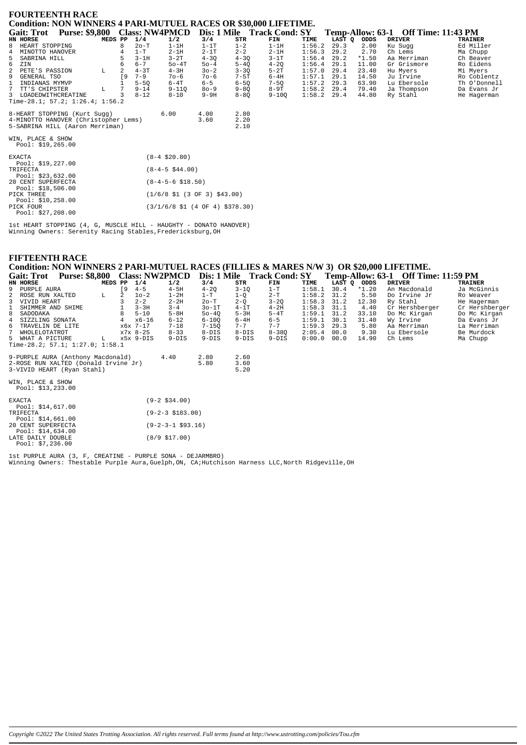## FOURTEENTH RACE

**Condition: NON WINNERS 4 PARI-MUTUEL RACES OR $30,000 LIFETIME.**

**Gait: Trot Purse: $9,800 Class: NW4PMCD Dis: 1 Mile Track Cond: SY Temp-Allow: 63-1 Off Time: 11:43 PM**

| HN | HORSE | MEDS | PP | 1/4 | 1/2 | 3/4 | STR | FIN | TIME | LAST Q | ODDS | DRIVER | TRAINER |
|---|---|---|---|---|---|---|---|---|---|---|---|---|---|
| 8 | HEART STOPPING | | 8 | 2o-T | 1-1H | 1-1T | 1-2 | 1-1H | 1:56.2 | 29.3 | 2.00 | Ku Sugg | Ed Miller |
| 4 | MINOTTO HANOVER | | 4 | 1-T | 2-1H | 2-1T | 2-2 | 2-1H | 1:56.3 | 29.2 | 2.70 | Ch Lems | Ma Chupp |
| 5 | SABRINA HILL | | 5 | 3-1H | 3-2T | 4-3Q | 4-3Q | 3-1T | 1:56.4 | 29.2 | *1.50 | Aa Merriman | Ch Beaver |
| 6 | ZIN | | 6 | 6-7 | 5o-4T | 5o-4 | 5-4Q | 4-2Q | 1:56.4 | 29.1 | 11.00 | Gr Grismore | Ro Eidens |
| 2 | PETE'S PASSION | L | 2 | 4-3T | 4-3H | 3o-2 | 3-3Q | 5-2T | 1:57.0 | 29.4 | 23.40 | Hu Myers | Mi Myers |
| 9 | GENERAL TSO | | [9 | 7-9 | 7o-6 | 7o-6 | 7-5T | 6-4H | 1:57.1 | 29.1 | 14.50 | Ju Irvine | Ro Coblentz |
| 1 | INDIANAS MYMVP | | 1 | 5-5Q | 6-4T | 6-5 | 6-5Q | 7-5Q | 1:57.2 | 29.3 | 63.90 | Lu Ebersole | Th O'Donnell |
| 7 | TT'S CHIPSTER | L | 7 | 9-14 | 9-11Q | 8o-9 | 9-8Q | 8-9T | 1:58.2 | 29.4 | 79.40 | Ja Thompson | Da Evans Jr |
| 3 | LOADEDWITHCREATINE | | 3 | 8-12 | 8-10 | 9-9H | 8-8Q | 9-10Q | 1:58.2 | 29.4 | 44.80 | Ry Stahl | He Hagerman |

Time-28.1; 57.2; 1:26.4; 1:56.2

| | | | |
|---|---|---|---|
| 8-HEART STOPPING (Kurt Sugg) | 6.00 | 4.00 | 2.80 |
| 4-MINOTTO HANOVER (Christopher Lems) | | 3.60 | 2.20 |
| 5-SABRINA HILL (Aaron Merriman) | | | 2.10 |

WIN, PLACE & SHOW
Pool: $19,265.00

| | |
|---|---|
| EXACTA Pool: $19,227.00 | (8-4 $20.80) |
| TRIFECTA Pool: $23,632.00 | (8-4-5 $44.00) |
| 20 CENT SUPERFECTA Pool: $18,506.00 | (8-4-5-6 $18.50) |
| PICK THREE Pool: $10,258.00 | (1/6/8 $1 (3 OF 3) $43.00) |
| PICK FOUR Pool: $27,208.00 | (3/1/6/8 $1 (4 OF 4) $378.30) |

1st HEART STOPPING (4, G, MUSCLE HILL - HAUGHTY - DONATO HANOVER)
Winning Owners: Serenity Racing Stables,Fredericksburg,OH

## FIFTEENTH RACE

**Condition: NON WINNERS 2 PARI-MUTUEL RACES (FILLIES & MARES N/W 3) OR $20,000 LIFETIME.**

**Gait: Trot Purse: $8,800 Class: NW2PMCD Dis: 1 Mile Track Cond: SY Temp-Allow: 63-1 Off Time: 11:59 PM**

| HN | HORSE | MEDS | PP | 1/4 | 1/2 | 3/4 | STR | FIN | TIME | LAST Q | ODDS | DRIVER | TRAINER |
|---|---|---|---|---|---|---|---|---|---|---|---|---|---|
| 9 | PURPLE AURA | | [9 | 4-5 | 4-5H | 4-2Q | 3-1Q | 1-T | 1:58.1 | 30.4 | *1.20 | An Macdonald | Ja McGinnis |
| 2 | ROSE RUN XALTED | L | 2 | 1o-2 | 1-2H | 1-T | 1-Q | 2-T | 1:58.2 | 31.2 | 5.50 | Do Irvine Jr | Ro Weaver |
| 3 | VIVID HEART | | 3 | 2-2 | 2-2H | 2o-T | 2-Q | 3-2Q | 1:58.3 | 31.2 | 12.30 | Ry Stahl | He Hagerman |
| 1 | SHIMMER AND SHIME | | 1 | 3-3H | 3-4 | 3o-1T | 4-1T | 4-2H | 1:58.3 | 31.1 | 4.40 | Cr Hershberger | Cr Hershberger |
| 8 | SADODAKA | | 8 | 5-10 | 5-8H | 5o-4Q | 5-3H | 5-4T | 1:59.1 | 31.2 | 33.10 | Do Mc Kirgan | Do Mc Kirgan |
| 4 | SIZZLING SONATA | | 4 | x6-16 | 6-12 | 6-10Q | 6-4H | 6-5 | 1:59.1 | 30.1 | 31.40 | Wy Irvine | Da Evans Jr |
| 6 | TRAVELIN DE LITE | | x6x | 7-17 | 7-18 | 7-15Q | 7-7 | 7-7 | 1:59.3 | 29.3 | 5.80 | Aa Merriman | La Merriman |
| 7 | WHOLELOTATROT | | x7x | 8-25 | 8-33 | 8-DIS | 8-DIS | 8-38Q | 2:05.4 | 00.0 | 9.30 | Lu Ebersole | Be Murdock |
| 5 | WHAT A PICTURE | L | x5x | 9-DIS | 9-DIS | 9-DIS | 9-DIS | 9-DIS | 0:00.0 | 00.0 | 14.90 | Ch Lems | Ma Chupp |

Time-28.2; 57.1; 1:27.0; 1:58.1

| | | | |
|---|---|---|---|
| 9-PURPLE AURA (Anthony Macdonald) | 4.40 | 2.80 | 2.60 |
| 2-ROSE RUN XALTED (Donald Irvine Jr) | | 5.80 | 3.60 |
| 3-VIVID HEART (Ryan Stahl) | | | 5.20 |

WIN, PLACE & SHOW
Pool: $13,233.00

| | |
|---|---|
| EXACTA Pool: $14,617.00 | (9-2 $34.00) |
| TRIFECTA Pool: $14,661.00 | (9-2-3 $183.00) |
| 20 CENT SUPERFECTA Pool: $14,634.00 | (9-2-3-1 $93.16) |
| LATE DAILY DOUBLE Pool: $7,236.00 | (8/9 $17.00) |

1st PURPLE AURA (3, F, CREATINE - PURPLE SONA - DEJARMBRO)
Winning Owners: Thestable Purple Aura,Guelph,ON, CA;Hutchison Harness LLC,North Ridgeville,OH